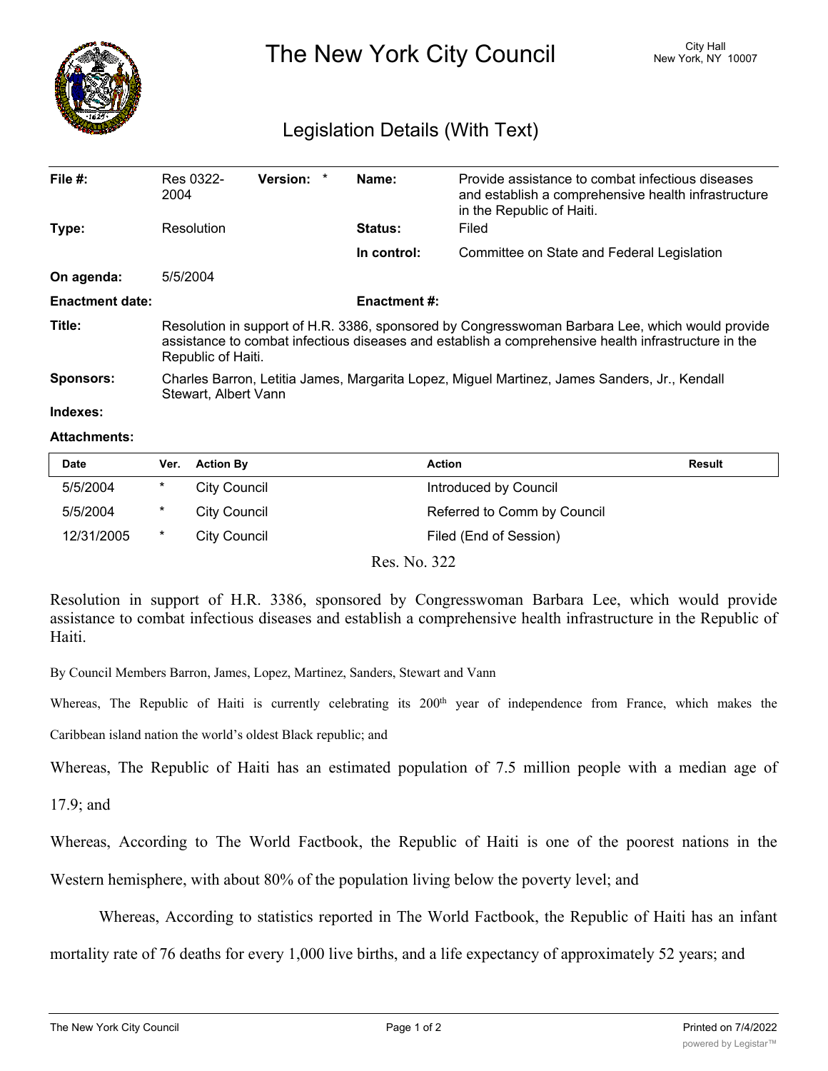# The New York City Council

City Hall
New York, NY 10007

## Legislation Details (With Text)

| | | | |
|---|---|---|---|
| **File #:** | Res 0322-2004 **Version:** * | **Name:** | Provide assistance to combat infectious diseases and establish a comprehensive health infrastructure in the Republic of Haiti. |
| **Type:** | Resolution | **Status:** | Filed |
| | | **In control:** | Committee on State and Federal Legislation |
| **On agenda:** | 5/5/2004 | | |
| **Enactment date:** | | **Enactment #:** | |
| **Title:** | Resolution in support of H.R. 3386, sponsored by Congresswoman Barbara Lee, which would provide assistance to combat infectious diseases and establish a comprehensive health infrastructure in the Republic of Haiti. | | |
| **Sponsors:** | Charles Barron, Letitia James, Margarita Lopez, Miguel Martinez, James Sanders, Jr., Kendall Stewart, Albert Vann | | |
| **Indexes:** | | | |
| **Attachments:** | | | |

| Date | Ver. | Action By | Action | Result |
|---|---|---|---|---|
| 5/5/2004 | * | City Council | Introduced by Council | |
| 5/5/2004 | * | City Council | Referred to Comm by Council | |
| 12/31/2005 | * | City Council | Filed (End of Session) | |

Res. No. 322

Resolution in support of H.R. 3386, sponsored by Congresswoman Barbara Lee, which would provide assistance to combat infectious diseases and establish a comprehensive health infrastructure in the Republic of Haiti.

By Council Members Barron, James, Lopez, Martinez, Sanders, Stewart and Vann

Whereas, The Republic of Haiti is currently celebrating its 200th year of independence from France, which makes the Caribbean island nation the world's oldest Black republic; and

Whereas, The Republic of Haiti has an estimated population of 7.5 million people with a median age of 17.9; and

Whereas, According to The World Factbook, the Republic of Haiti is one of the poorest nations in the Western hemisphere, with about 80% of the population living below the poverty level; and

Whereas, According to statistics reported in The World Factbook, the Republic of Haiti has an infant mortality rate of 76 deaths for every 1,000 live births, and a life expectancy of approximately 52 years; and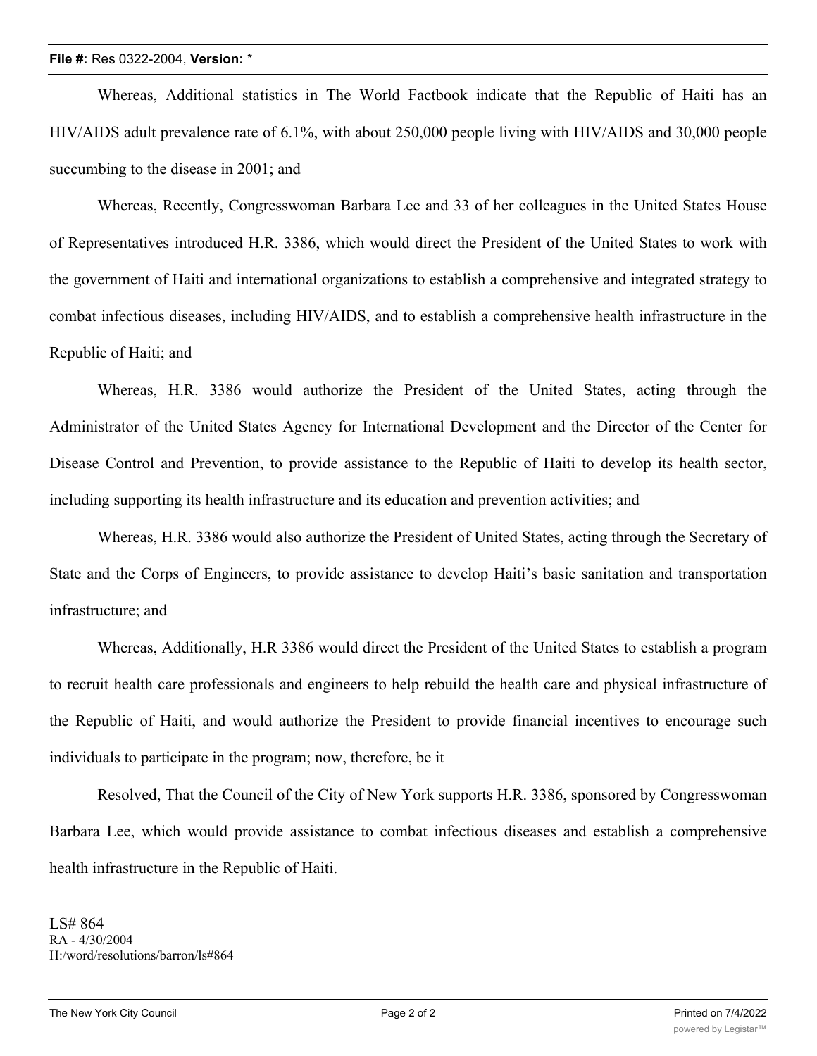Whereas, Additional statistics in The World Factbook indicate that the Republic of Haiti has an HIV/AIDS adult prevalence rate of 6.1%, with about 250,000 people living with HIV/AIDS and 30,000 people succumbing to the disease in 2001; and

Whereas, Recently, Congresswoman Barbara Lee and 33 of her colleagues in the United States House of Representatives introduced H.R. 3386, which would direct the President of the United States to work with the government of Haiti and international organizations to establish a comprehensive and integrated strategy to combat infectious diseases, including HIV/AIDS, and to establish a comprehensive health infrastructure in the Republic of Haiti; and

Whereas, H.R. 3386 would authorize the President of the United States, acting through the Administrator of the United States Agency for International Development and the Director of the Center for Disease Control and Prevention, to provide assistance to the Republic of Haiti to develop its health sector, including supporting its health infrastructure and its education and prevention activities; and

Whereas, H.R. 3386 would also authorize the President of United States, acting through the Secretary of State and the Corps of Engineers, to provide assistance to develop Haiti's basic sanitation and transportation infrastructure; and

Whereas, Additionally, H.R 3386 would direct the President of the United States to establish a program to recruit health care professionals and engineers to help rebuild the health care and physical infrastructure of the Republic of Haiti, and would authorize the President to provide financial incentives to encourage such individuals to participate in the program; now, therefore, be it

Resolved, That the Council of the City of New York supports H.R. 3386, sponsored by Congresswoman Barbara Lee, which would provide assistance to combat infectious diseases and establish a comprehensive health infrastructure in the Republic of Haiti.

LS# 864
RA - 4/30/2004
H:/word/resolutions/barron/ls#864